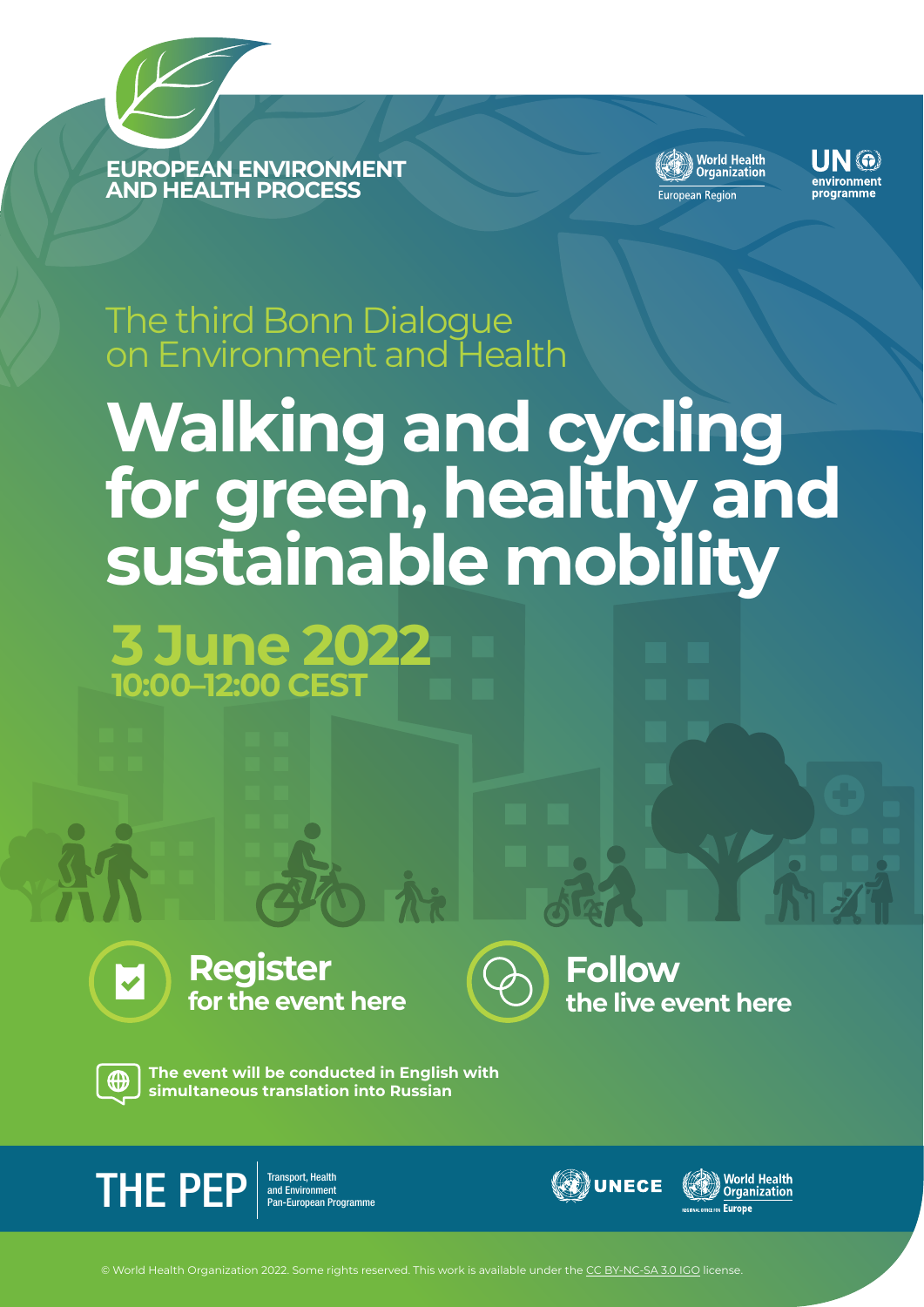EUROPEAN ENVIRONMENT AND HEALTH PROCESS

World Health Organization European Region

UN environment programme

## The third Bonn Dialogue on Environment and Health

# Walking and cycling for green, healthy and sustainable mobility

**3 June 2022**
**10:00–12:00 CEST**

**Register** for the event here

**Follow** the live event here

**The event will be conducted in English with simultaneous translation into Russian**

THE PEP Transport, Health and Environment Pan-European Programme

UNECE

World Health Organization Regional Office for Europe

© World Health Organization 2022. Some rights reserved. This work is available under the CC BY-NC-SA 3.0 IGO license.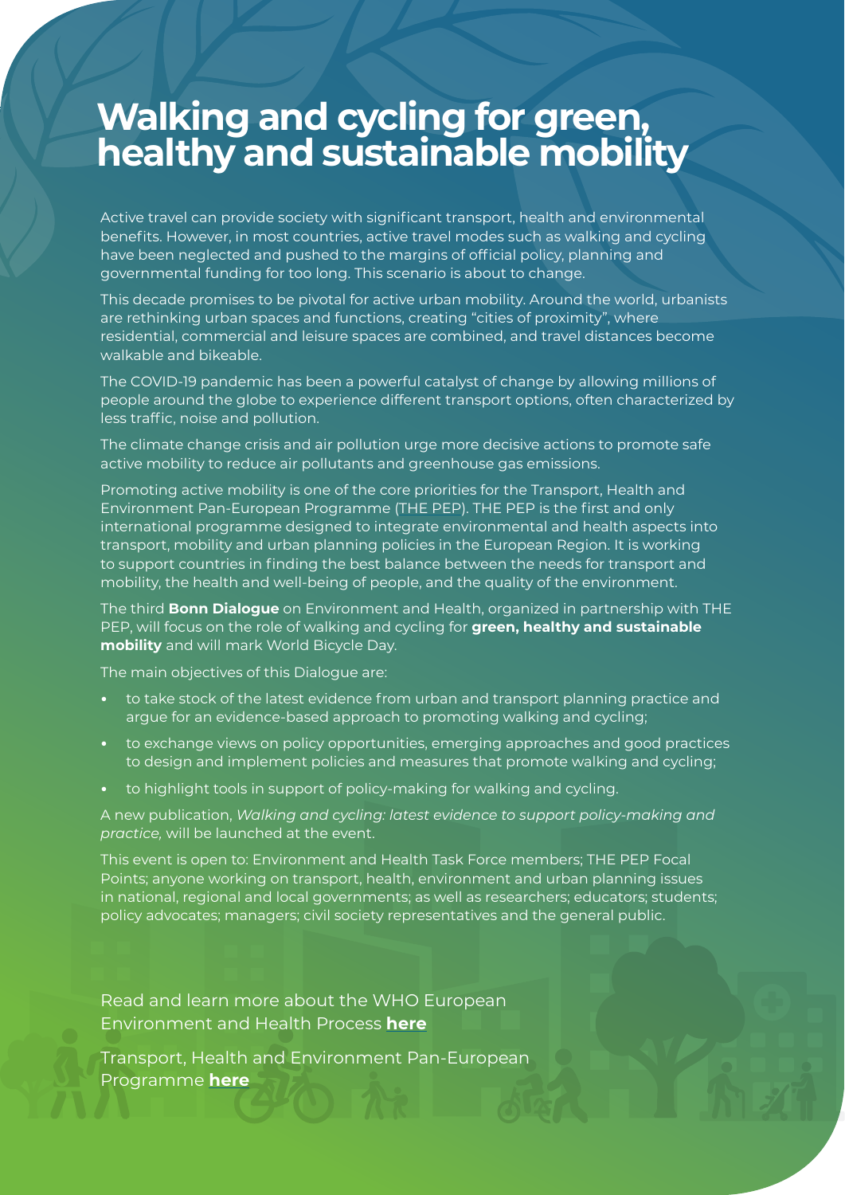# Walking and cycling for green, healthy and sustainable mobility

Active travel can provide society with significant transport, health and environmental benefits. However, in most countries, active travel modes such as walking and cycling have been neglected and pushed to the margins of official policy, planning and governmental funding for too long. This scenario is about to change.

This decade promises to be pivotal for active urban mobility. Around the world, urbanists are rethinking urban spaces and functions, creating "cities of proximity", where residential, commercial and leisure spaces are combined, and travel distances become walkable and bikeable.

The COVID-19 pandemic has been a powerful catalyst of change by allowing millions of people around the globe to experience different transport options, often characterized by less traffic, noise and pollution.

The climate change crisis and air pollution urge more decisive actions to promote safe active mobility to reduce air pollutants and greenhouse gas emissions.

Promoting active mobility is one of the core priorities for the Transport, Health and Environment Pan-European Programme (THE PEP). THE PEP is the first and only international programme designed to integrate environmental and health aspects into transport, mobility and urban planning policies in the European Region. It is working to support countries in finding the best balance between the needs for transport and mobility, the health and well-being of people, and the quality of the environment.

The third **Bonn Dialogue** on Environment and Health, organized in partnership with THE PEP, will focus on the role of walking and cycling for **green, healthy and sustainable mobility** and will mark World Bicycle Day.

The main objectives of this Dialogue are:

- to take stock of the latest evidence from urban and transport planning practice and argue for an evidence-based approach to promoting walking and cycling;
- to exchange views on policy opportunities, emerging approaches and good practices to design and implement policies and measures that promote walking and cycling;
- to highlight tools in support of policy-making for walking and cycling.

A new publication, *Walking and cycling: latest evidence to support policy-making and practice,* will be launched at the event.

This event is open to: Environment and Health Task Force members; THE PEP Focal Points; anyone working on transport, health, environment and urban planning issues in national, regional and local governments; as well as researchers; educators; students; policy advocates; managers; civil society representatives and the general public.

Read and learn more about the WHO European Environment and Health Process **here**

Transport, Health and Environment Pan-European Programme **here**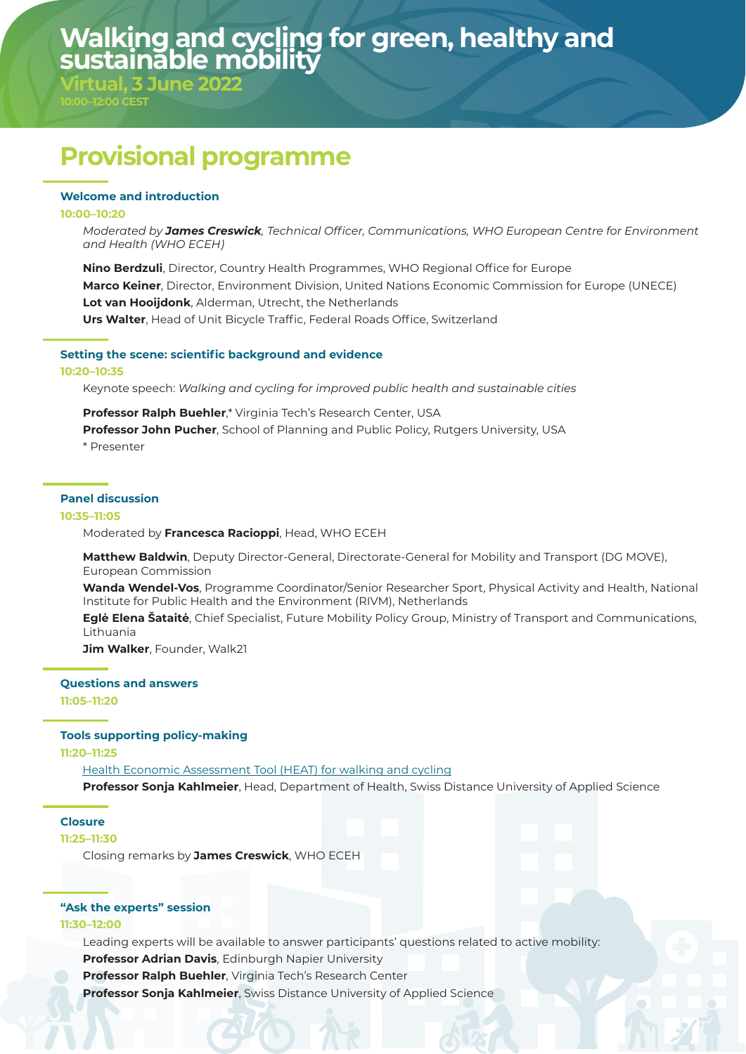# Walking and cycling for green, healthy and sustainable mobility

**Virtual, 3 June 2022**

**10:00–12:00 CEST**

## Provisional programme

### Welcome and introduction

**10:00–10:20**

*Moderated by **James Creswick**, Technical Officer, Communications, WHO European Centre for Environment and Health (WHO ECEH)*

**Nino Berdzuli**, Director, Country Health Programmes, WHO Regional Office for Europe

**Marco Keiner**, Director, Environment Division, United Nations Economic Commission for Europe (UNECE)

**Lot van Hooijdonk**, Alderman, Utrecht, the Netherlands

**Urs Walter**, Head of Unit Bicycle Traffic, Federal Roads Office, Switzerland

### Setting the scene: scientific background and evidence

**10:20–10:35**

Keynote speech: *Walking and cycling for improved public health and sustainable cities*

**Professor Ralph Buehler**,* Virginia Tech's Research Center, USA

**Professor John Pucher**, School of Planning and Public Policy, Rutgers University, USA

* Presenter

### Panel discussion

**10:35–11:05**

Moderated by **Francesca Racioppi**, Head, WHO ECEH

**Matthew Baldwin**, Deputy Director-General, Directorate-General for Mobility and Transport (DG MOVE), European Commission

**Wanda Wendel-Vos**, Programme Coordinator/Senior Researcher Sport, Physical Activity and Health, National Institute for Public Health and the Environment (RIVM), Netherlands

**Eglė Elena Šataitė**, Chief Specialist, Future Mobility Policy Group, Ministry of Transport and Communications, Lithuania

**Jim Walker**, Founder, Walk21

### Questions and answers

**11:05–11:20**

### Tools supporting policy-making

**11:20–11:25**

Health Economic Assessment Tool (HEAT) for walking and cycling

**Professor Sonja Kahlmeier**, Head, Department of Health, Swiss Distance University of Applied Science

### Closure

**11:25–11:30**

Closing remarks by **James Creswick**, WHO ECEH

### "Ask the experts" session

**11:30–12:00**

Leading experts will be available to answer participants' questions related to active mobility:

**Professor Adrian Davis**, Edinburgh Napier University

**Professor Ralph Buehler**, Virginia Tech's Research Center

**Professor Sonja Kahlmeier**, Swiss Distance University of Applied Science